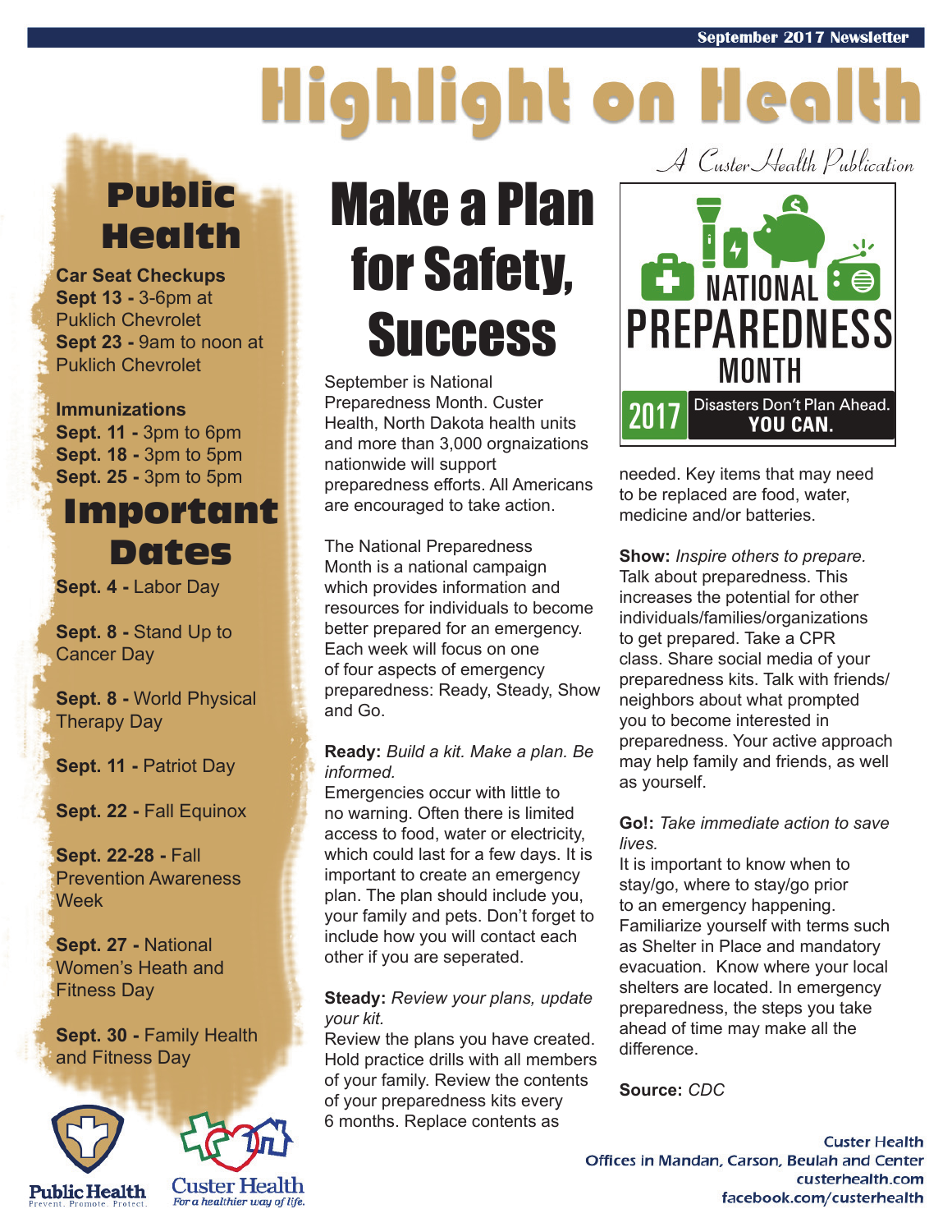September 2017 Newsletter

# Highlight on Health

*A Custer Health Publication*

## Public Health

**Car Seat Checkups**
**Sept 13 -** 3-6pm at Puklich Chevrolet
**Sept 23 -** 9am to noon at Puklich Chevrolet

**Immunizations**
**Sept. 11 -** 3pm to 6pm
**Sept. 18 -** 3pm to 5pm
**Sept. 25 -** 3pm to 5pm

## Important Dates

**Sept. 4 -** Labor Day

**Sept. 8 -** Stand Up to Cancer Day

**Sept. 8 -** World Physical Therapy Day

**Sept. 11 -** Patriot Day

**Sept. 22 -** Fall Equinox

**Sept. 22-28 -** Fall Prevention Awareness Week

**Sept. 27 -** National Women's Heath and Fitness Day

**Sept. 30 -** Family Health and Fitness Day

Public Health
Prevent. Promote. Protect.

Custer Health
For a healthier way of life.

# Make a Plan for Safety, Success

September is National Preparedness Month. Custer Health, North Dakota health units and more than 3,000 orgnaizations nationwide will support preparedness efforts. All Americans are encouraged to take action.

The National Preparedness Month is a national campaign which provides information and resources for individuals to become better prepared for an emergency. Each week will focus on one of four aspects of emergency preparedness: Ready, Steady, Show and Go.

**Ready:** *Build a kit. Make a plan. Be informed.*
Emergencies occur with little to no warning. Often there is limited access to food, water or electricity, which could last for a few days. It is important to create an emergency plan. The plan should include you, your family and pets. Don't forget to include how you will contact each other if you are seperated.

**Steady:** *Review your plans, update your kit.*
Review the plans you have created. Hold practice drills with all members of your family. Review the contents of your preparedness kits every 6 months. Replace contents as needed. Key items that may need to be replaced are food, water, medicine and/or batteries.

NATIONAL PREPAREDNESS MONTH
2017 Disasters Don't Plan Ahead. YOU CAN.

**Show:** *Inspire others to prepare.*
Talk about preparedness. This increases the potential for other individuals/families/organizations to get prepared. Take a CPR class. Share social media of your preparedness kits. Talk with friends/neighbors about what prompted you to become interested in preparedness. Your active approach may help family and friends, as well as yourself.

**Go!:** *Take immediate action to save lives.*
It is important to know when to stay/go, where to stay/go prior to an emergency happening. Familiarize yourself with terms such as Shelter in Place and mandatory evacuation. Know where your local shelters are located. In emergency preparedness, the steps you take ahead of time may make all the difference.

**Source:** *CDC*

Custer Health
Offices in Mandan, Carson, Beulah and Center
custerhealth.com
facebook.com/custerhealth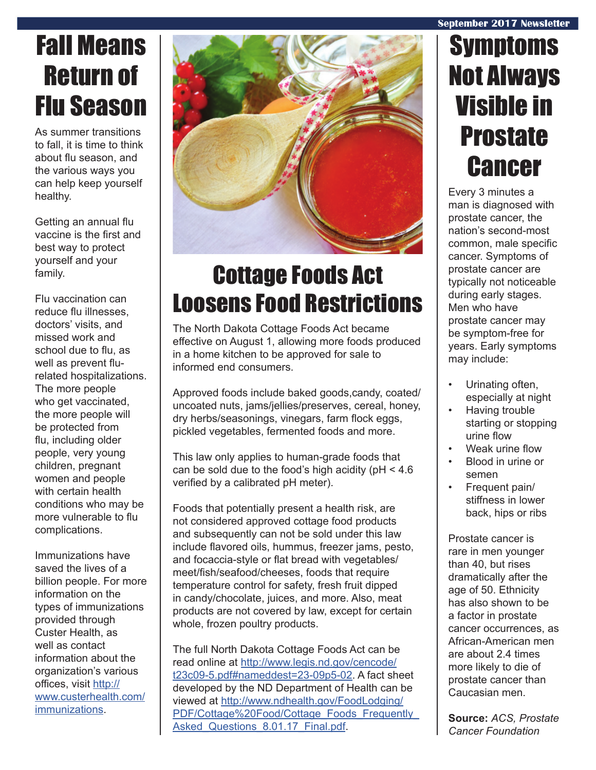# Fall Means Return of Flu Season

As summer transitions to fall, it is time to think about flu season, and the various ways you can help keep yourself healthy.

Getting an annual flu vaccine is the first and best way to protect yourself and your family.

Flu vaccination can reduce flu illnesses, doctors' visits, and missed work and school due to flu, as well as prevent flu-related hospitalizations. The more people who get vaccinated, the more people will be protected from flu, including older people, very young children, pregnant women and people with certain health conditions who may be more vulnerable to flu complications.

Immunizations have saved the lives of a billion people. For more information on the types of immunizations provided through Custer Health, as well as contact information about the organization's various offices, visit http://www.custerhealth.com/immunizations.

# Cottage Foods Act Loosens Food Restrictions

The North Dakota Cottage Foods Act became effective on August 1, allowing more foods produced in a home kitchen to be approved for sale to informed end consumers.

Approved foods include baked goods,candy, coated/uncoated nuts, jams/jellies/preserves, cereal, honey, dry herbs/seasonings, vinegars, farm flock eggs, pickled vegetables, fermented foods and more.

This law only applies to human-grade foods that can be sold due to the food's high acidity (pH < 4.6 verified by a calibrated pH meter).

Foods that potentially present a health risk, are not considered approved cottage food products and subsequently can not be sold under this law include flavored oils, hummus, freezer jams, pesto, and focaccia-style or flat bread with vegetables/meet/fish/seafood/cheeses, foods that require temperature control for safety, fresh fruit dipped in candy/chocolate, juices, and more. Also, meat products are not covered by law, except for certain whole, frozen poultry products.

The full North Dakota Cottage Foods Act can be read online at http://www.legis.nd.gov/cencode/t23c09-5.pdf#nameddest=23-09p5-02. A fact sheet developed by the ND Department of Health can be viewed at http://www.ndhealth.gov/FoodLodging/PDF/Cottage%20Food/Cottage_Foods_Frequently_Asked_Questions_8.01.17_Final.pdf.

# Symptoms Not Always Visible in Prostate Cancer

Every 3 minutes a man is diagnosed with prostate cancer, the nation's second-most common, male specific cancer. Symptoms of prostate cancer are typically not noticeable during early stages. Men who have prostate cancer may be symptom-free for years. Early symptoms may include:

- Urinating often, especially at night
- Having trouble starting or stopping urine flow
- Weak urine flow
- Blood in urine or semen
- Frequent pain/stiffness in lower back, hips or ribs

Prostate cancer is rare in men younger than 40, but rises dramatically after the age of 50. Ethnicity has also shown to be a factor in prostate cancer occurrences, as African-American men are about 2.4 times more likely to die of prostate cancer than Caucasian men.

**Source:** *ACS, Prostate Cancer Foundation*